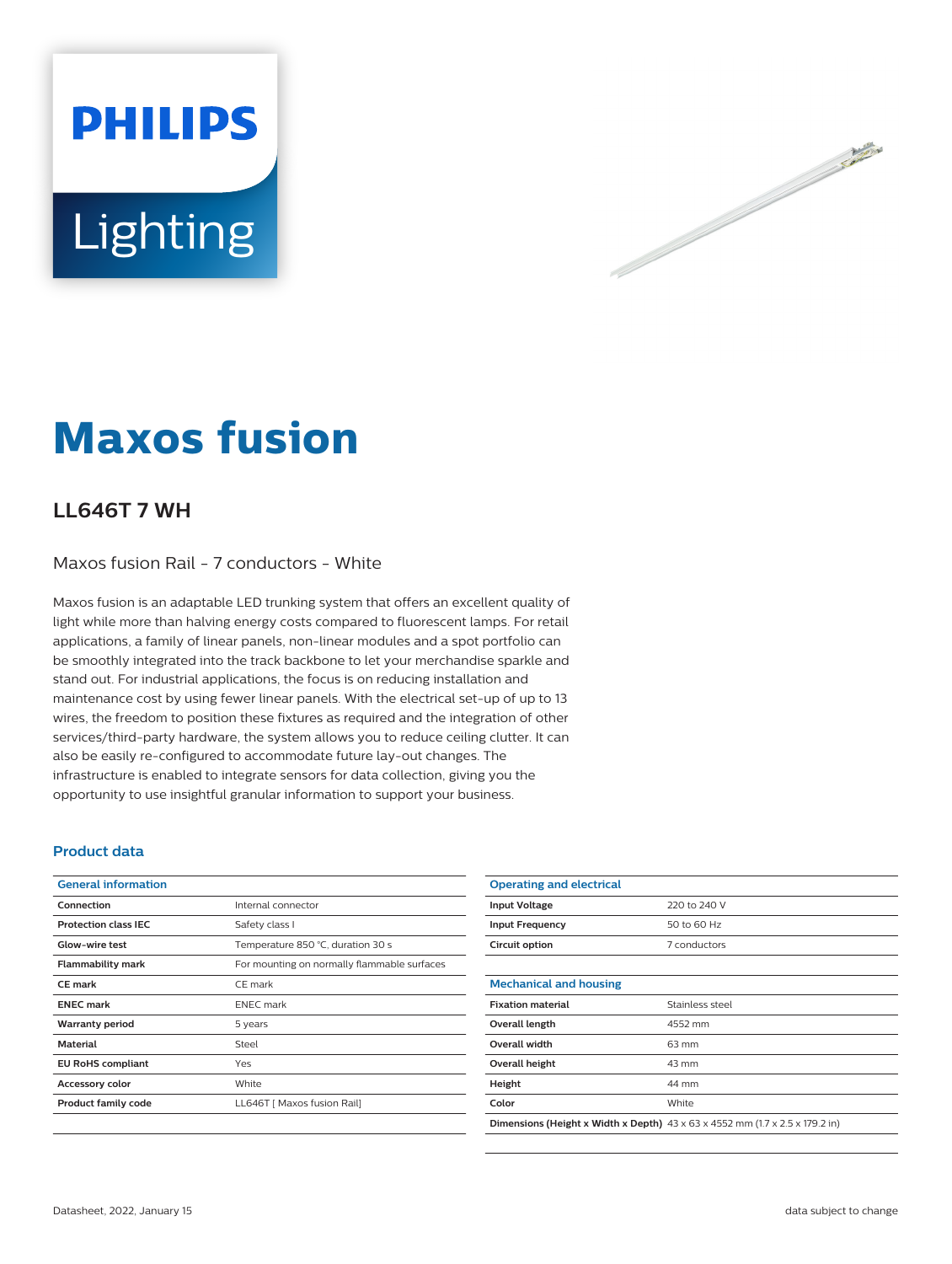# Maxos fusion

## LL646T 7 WH

Maxos fusion Rail - 7 conductors - White

Maxos fusion is an adaptable LED trunking system that offers an excellent quality of light while more than halving energy costs compared to fluorescent lamps. For retail applications, a family of linear panels, non-linear modules and a spot portfolio can be smoothly integrated into the track backbone to let your merchandise sparkle and stand out. For industrial applications, the focus is on reducing installation and maintenance cost by using fewer linear panels. With the electrical set-up of up to 13 wires, the freedom to position these fixtures as required and the integration of other services/third-party hardware, the system allows you to reduce ceiling clutter. It can also be easily re-configured to accommodate future lay-out changes. The infrastructure is enabled to integrate sensors for data collection, giving you the opportunity to use insightful granular information to support your business.

### Product data

| General information | |
|---|---|
| **Connection** | Internal connector |
| **Protection class IEC** | Safety class I |
| **Glow-wire test** | Temperature 850 °C, duration 30 s |
| **Flammability mark** | For mounting on normally flammable surfaces |
| **CE mark** | CE mark |
| **ENEC mark** | ENEC mark |
| **Warranty period** | 5 years |
| **Material** | Steel |
| **EU RoHS compliant** | Yes |
| **Accessory color** | White |
| **Product family code** | LL646T [ Maxos fusion Rail] |

| Operating and electrical | |
|---|---|
| **Input Voltage** | 220 to 240 V |
| **Input Frequency** | 50 to 60 Hz |
| **Circuit option** | 7 conductors |

| Mechanical and housing | |
|---|---|
| **Fixation material** | Stainless steel |
| **Overall length** | 4552 mm |
| **Overall width** | 63 mm |
| **Overall height** | 43 mm |
| **Height** | 44 mm |
| **Color** | White |
| **Dimensions (Height x Width x Depth)** | 43 x 63 x 4552 mm (1.7 x 2.5 x 179.2 in) |

Datasheet, 2022, January 15

data subject to change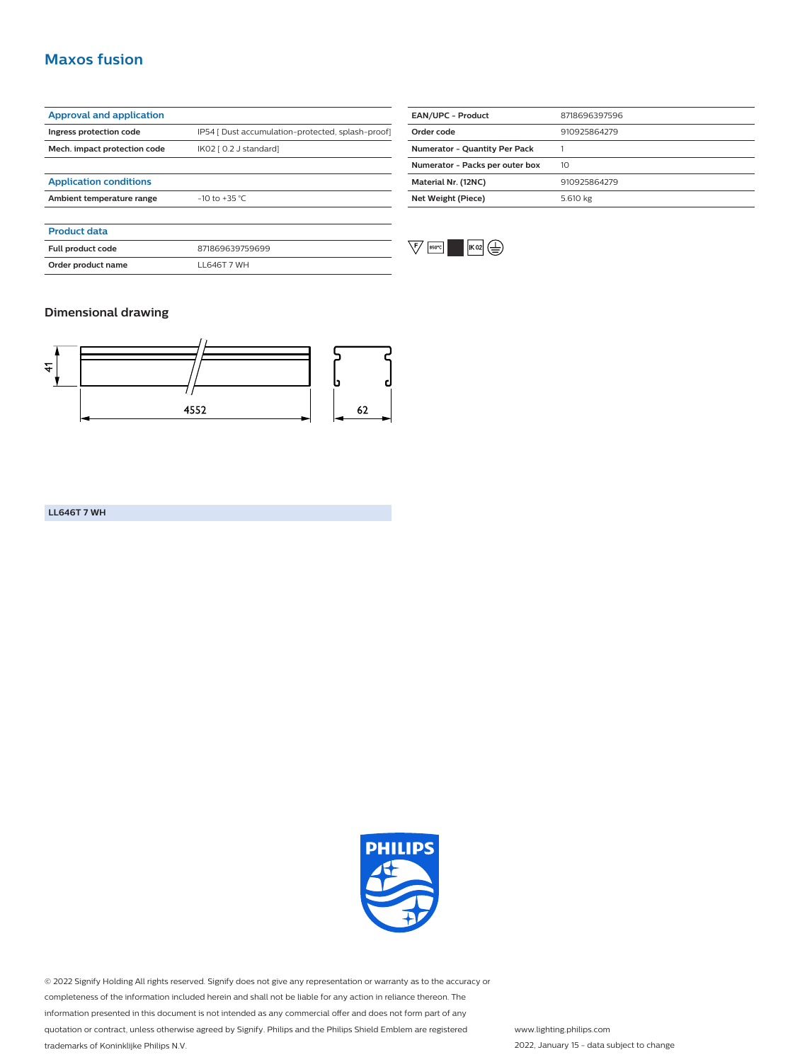## Maxos fusion

| Approval and application | |
|---|---|
| Ingress protection code | IP54 [ Dust accumulation-protected, splash-proof] |
| Mech. impact protection code | IK02 [ 0.2 J standard] |

| Application conditions | |
|---|---|
| Ambient temperature range | -10 to +35 °C |

| Product data | |
|---|---|
| Full product code | 871869639759699 |
| Order product name | LL646T 7 WH |

| | |
|---|---|
| EAN/UPC - Product | 8718696397596 |
| Order code | 910925864279 |
| Numerator - Quantity Per Pack | 1 |
| Numerator - Packs per outer box | 10 |
| Material Nr. (12NC) | 910925864279 |
| Net Weight (Piece) | 5.610 kg |

F 850°C IK02

### Dimensional drawing

41

4552

62

**LL646T 7 WH**

© 2022 Signify Holding All rights reserved. Signify does not give any representation or warranty as to the accuracy or completeness of the information included herein and shall not be liable for any action in reliance thereon. The information presented in this document is not intended as any commercial offer and does not form part of any quotation or contract, unless otherwise agreed by Signify. Philips and the Philips Shield Emblem are registered trademarks of Koninklijke Philips N.V.

www.lighting.philips.com

2022, January 15 - data subject to change